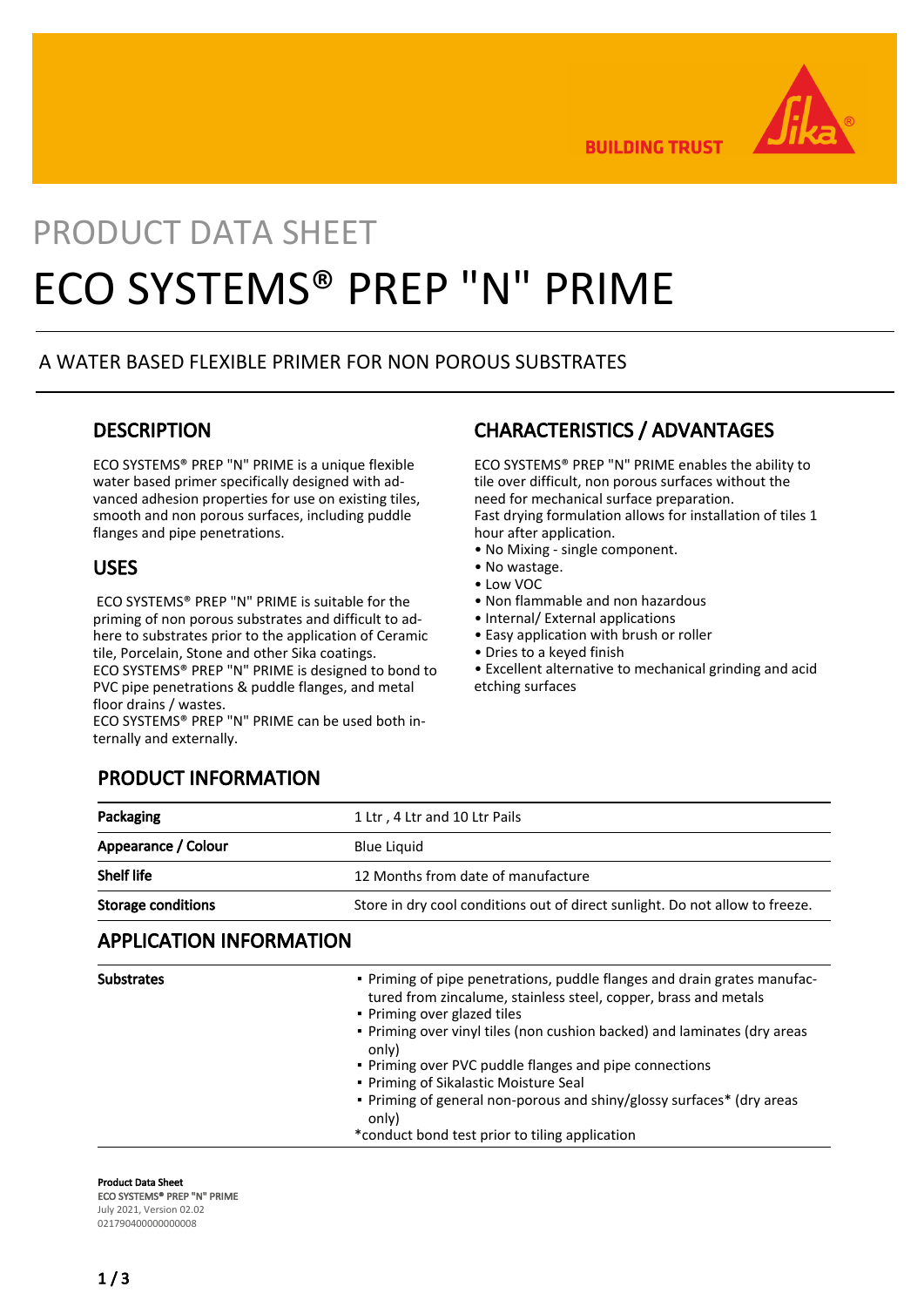PRODUCT DATA SHEET

# ECO SYSTEMS® PREP "N" PRIME

A WATER BASED FLEXIBLE PRIMER FOR NON POROUS SUBSTRATES

## DESCRIPTION

ECO SYSTEMS® PREP "N" PRIME is a unique flexible water based primer specifically designed with advanced adhesion properties for use on existing tiles, smooth and non porous surfaces, including puddle flanges and pipe penetrations.

## USES

ECO SYSTEMS® PREP "N" PRIME is suitable for the priming of non porous substrates and difficult to adhere to substrates prior to the application of Ceramic tile, Porcelain, Stone and other Sika coatings.
ECO SYSTEMS® PREP "N" PRIME is designed to bond to PVC pipe penetrations & puddle flanges, and metal floor drains / wastes.
ECO SYSTEMS® PREP "N" PRIME can be used both internally and externally.

## CHARACTERISTICS / ADVANTAGES

ECO SYSTEMS® PREP "N" PRIME enables the ability to tile over difficult, non porous surfaces without the need for mechanical surface preparation.
Fast drying formulation allows for installation of tiles 1 hour after application.

- No Mixing - single component.
- No wastage.
- Low VOC
- Non flammable and non hazardous
- Internal/ External applications
- Easy application with brush or roller
- Dries to a keyed finish
- Excellent alternative to mechanical grinding and acid etching surfaces

## PRODUCT INFORMATION

| | |
|---|---|
| **Packaging** | 1 Ltr , 4 Ltr and 10 Ltr Pails |
| **Appearance / Colour** | Blue Liquid |
| **Shelf life** | 12 Months from date of manufacture |
| **Storage conditions** | Store in dry cool conditions out of direct sunlight. Do not allow to freeze. |

## APPLICATION INFORMATION

**Substrates**

- Priming of pipe penetrations, puddle flanges and drain grates manufactured from zincalume, stainless steel, copper, brass and metals
- Priming over glazed tiles
- Priming over vinyl tiles (non cushion backed) and laminates (dry areas only)
- Priming over PVC puddle flanges and pipe connections
- Priming of Sikalastic Moisture Seal
- Priming of general non-porous and shiny/glossy surfaces* (dry areas only)

*conduct bond test prior to tiling application

**Product Data Sheet**
**ECO SYSTEMS® PREP "N" PRIME**
July 2021, Version 02.02
021790400000000008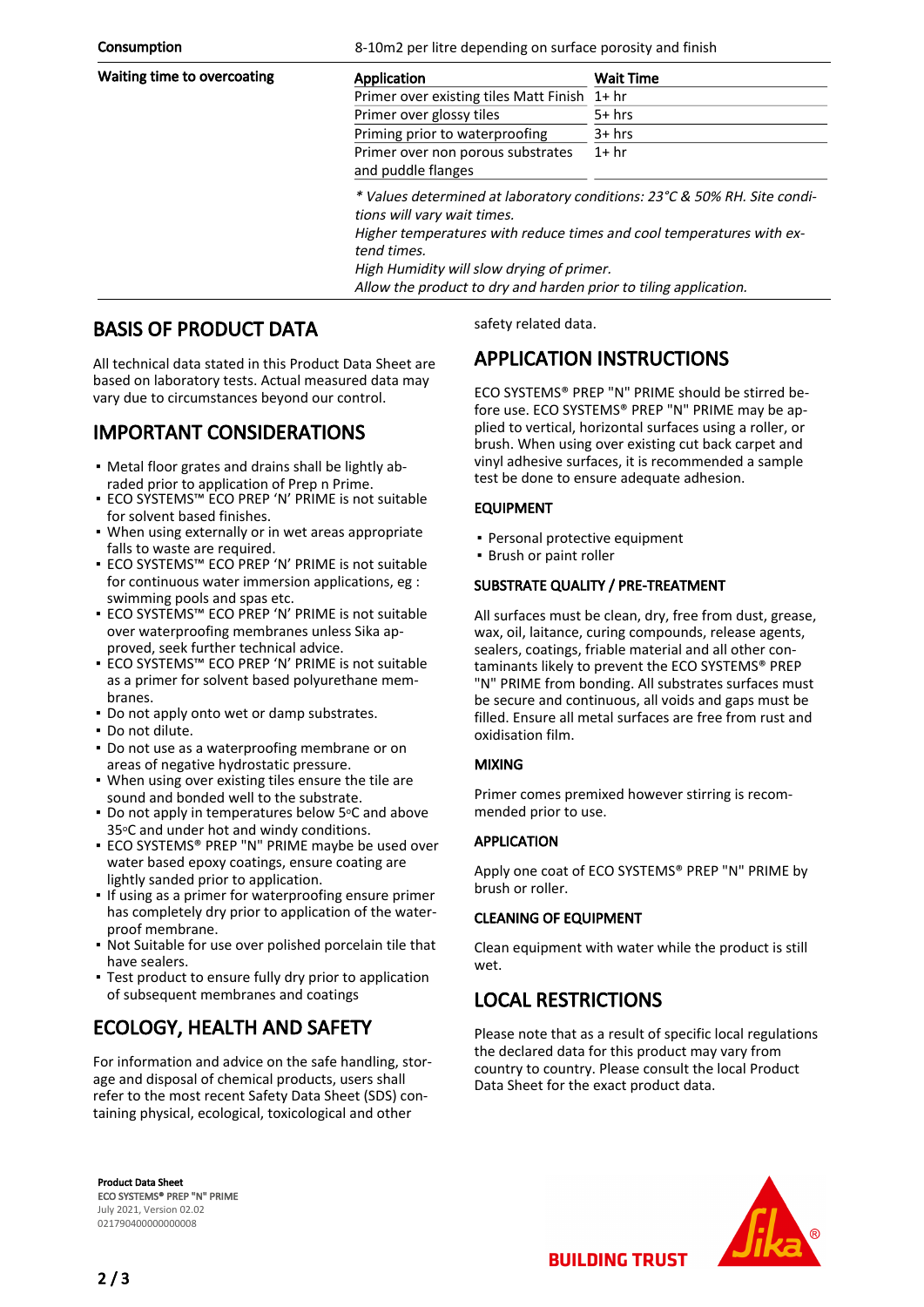| Consumption | 8-10m2 per litre depending on surface porosity and finish |
|---|---|

**Waiting time to overcoating**

| Application | Wait Time |
|---|---|
| Primer over existing tiles Matt Finish | 1+ hr |
| Primer over glossy tiles | 5+ hrs |
| Priming prior to waterproofing | 3+ hrs |
| Primer over non porous substrates and puddle flanges | 1+ hr |

*\* Values determined at laboratory conditions: 23°C & 50% RH. Site conditions will vary wait times.*
*Higher temperatures with reduce times and cool temperatures with extend times.*
*High Humidity will slow drying of primer.*
*Allow the product to dry and harden prior to tiling application.*

## BASIS OF PRODUCT DATA

All technical data stated in this Product Data Sheet are based on laboratory tests. Actual measured data may vary due to circumstances beyond our control.

## IMPORTANT CONSIDERATIONS

- Metal floor grates and drains shall be lightly abraded prior to application of Prep n Prime.
- ECO SYSTEMS™ ECO PREP 'N' PRIME is not suitable for solvent based finishes.
- When using externally or in wet areas appropriate falls to waste are required.
- ECO SYSTEMS™ ECO PREP 'N' PRIME is not suitable for continuous water immersion applications, eg : swimming pools and spas etc.
- ECO SYSTEMS™ ECO PREP 'N' PRIME is not suitable over waterproofing membranes unless Sika approved, seek further technical advice.
- ECO SYSTEMS™ ECO PREP 'N' PRIME is not suitable as a primer for solvent based polyurethane membranes.
- Do not apply onto wet or damp substrates.
- Do not dilute.
- Do not use as a waterproofing membrane or on areas of negative hydrostatic pressure.
- When using over existing tiles ensure the tile are sound and bonded well to the substrate.
- Do not apply in temperatures below 5°C and above 35°C and under hot and windy conditions.
- ECO SYSTEMS® PREP "N" PRIME maybe be used over water based epoxy coatings, ensure coating are lightly sanded prior to application.
- If using as a primer for waterproofing ensure primer has completely dry prior to application of the waterproof membrane.
- Not Suitable for use over polished porcelain tile that have sealers.
- Test product to ensure fully dry prior to application of subsequent membranes and coatings

## ECOLOGY, HEALTH AND SAFETY

For information and advice on the safe handling, storage and disposal of chemical products, users shall refer to the most recent Safety Data Sheet (SDS) containing physical, ecological, toxicological and other safety related data.

## APPLICATION INSTRUCTIONS

ECO SYSTEMS® PREP "N" PRIME should be stirred before use. ECO SYSTEMS® PREP "N" PRIME may be applied to vertical, horizontal surfaces using a roller, or brush. When using over existing cut back carpet and vinyl adhesive surfaces, it is recommended a sample test be done to ensure adequate adhesion.

### EQUIPMENT

- Personal protective equipment
- Brush or paint roller

### SUBSTRATE QUALITY / PRE-TREATMENT

All surfaces must be clean, dry, free from dust, grease, wax, oil, laitance, curing compounds, release agents, sealers, coatings, friable material and all other contaminants likely to prevent the ECO SYSTEMS® PREP "N" PRIME from bonding. All substrates surfaces must be secure and continuous, all voids and gaps must be filled. Ensure all metal surfaces are free from rust and oxidisation film.

### MIXING

Primer comes premixed however stirring is recommended prior to use.

### APPLICATION

Apply one coat of ECO SYSTEMS® PREP "N" PRIME by brush or roller.

### CLEANING OF EQUIPMENT

Clean equipment with water while the product is still wet.

## LOCAL RESTRICTIONS

Please note that as a result of specific local regulations the declared data for this product may vary from country to country. Please consult the local Product Data Sheet for the exact product data.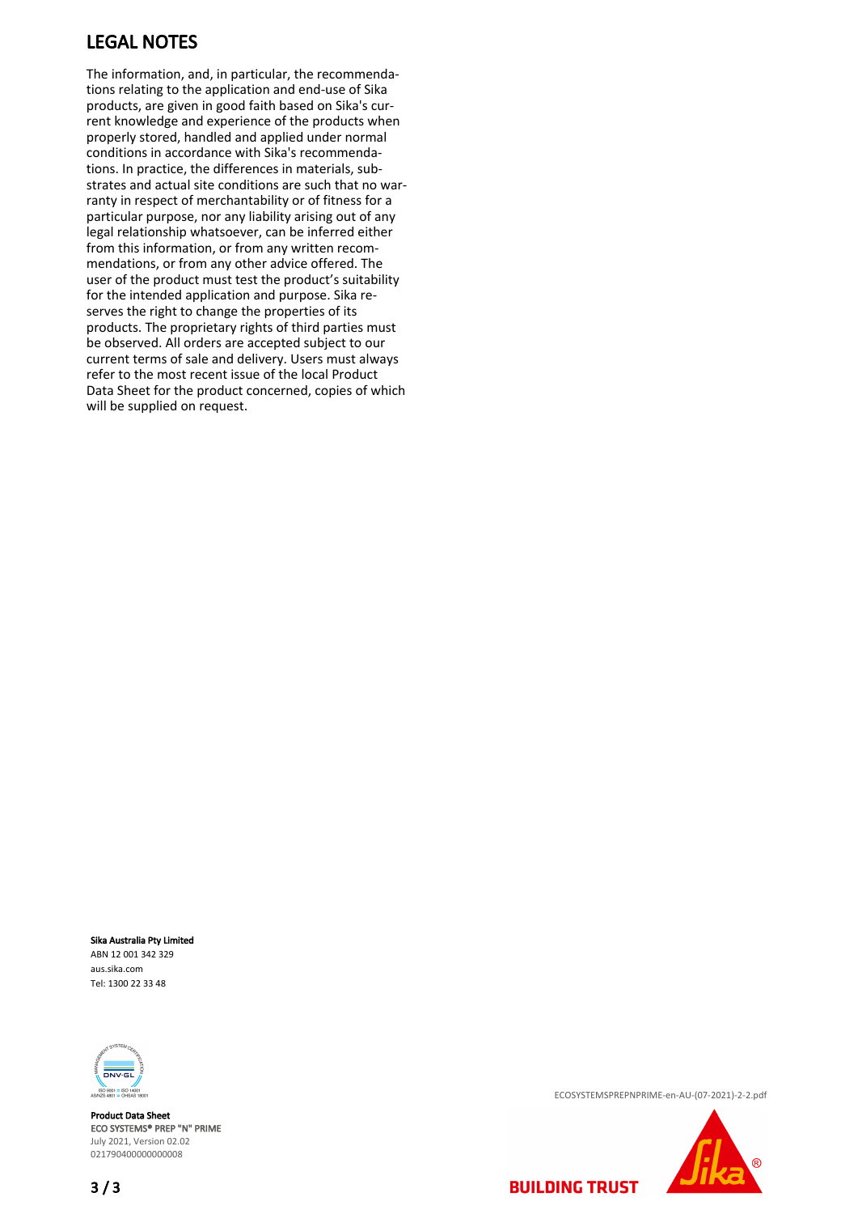## LEGAL NOTES

The information, and, in particular, the recommendations relating to the application and end-use of Sika products, are given in good faith based on Sika's current knowledge and experience of the products when properly stored, handled and applied under normal conditions in accordance with Sika's recommendations. In practice, the differences in materials, substrates and actual site conditions are such that no warranty in respect of merchantability or of fitness for a particular purpose, nor any liability arising out of any legal relationship whatsoever, can be inferred either from this information, or from any written recommendations, or from any other advice offered. The user of the product must test the product's suitability for the intended application and purpose. Sika reserves the right to change the properties of its products. The proprietary rights of third parties must be observed. All orders are accepted subject to our current terms of sale and delivery. Users must always refer to the most recent issue of the local Product Data Sheet for the product concerned, copies of which will be supplied on request.

**Sika Australia Pty Limited**
ABN 12 001 342 329
aus.sika.com
Tel: 1300 22 33 48